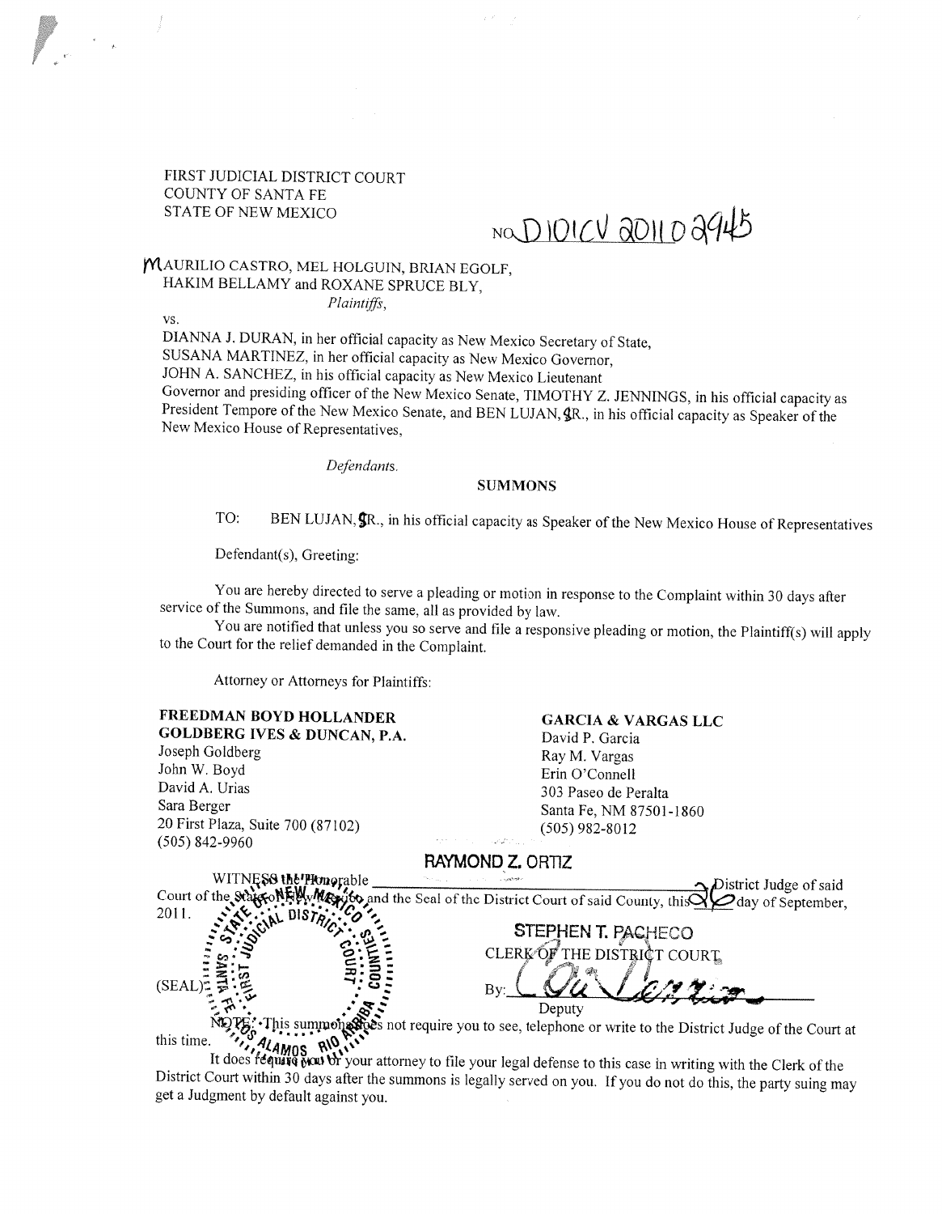FIRST JUDICIAL DISTRICT COURT
COUNTY OF SANTA FE
STATE OF NEW MEXICO

NO. D101CV 2011 02945

MAURILIO CASTRO, MEL HOLGUIN, BRIAN EGOLF,
HAKIM BELLAMY and ROXANE SPRUCE BLY,

*Plaintiffs*,

vs.

DIANNA J. DURAN, in her official capacity as New Mexico Secretary of State,
SUSANA MARTINEZ, in her official capacity as New Mexico Governor,
JOHN A. SANCHEZ, in his official capacity as New Mexico Lieutenant Governor and presiding officer of the New Mexico Senate, TIMOTHY Z. JENNINGS, in his official capacity as President Tempore of the New Mexico Senate, and BEN LUJAN, SR., in his official capacity as Speaker of the New Mexico House of Representatives,

*Defendants*.

**SUMMONS**

TO: BEN LUJAN, SR., in his official capacity as Speaker of the New Mexico House of Representatives

Defendant(s), Greeting:

You are hereby directed to serve a pleading or motion in response to the Complaint within 30 days after service of the Summons, and file the same, all as provided by law.

You are notified that unless you so serve and file a responsive pleading or motion, the Plaintiff(s) will apply to the Court for the relief demanded in the Complaint.

Attorney or Attorneys for Plaintiffs:

**FREEDMAN BOYD HOLLANDER GOLDBERG IVES & DUNCAN, P.A.**
Joseph Goldberg
John W. Boyd
David A. Urias
Sara Berger
20 First Plaza, Suite 700 (87102)
(505) 842-9960

**GARCIA & VARGAS LLC**
David P. Garcia
Ray M. Vargas
Erin O'Connell
303 Paseo de Peralta
Santa Fe, NM 87501-1860
(505) 982-8012

WITNESS the Honorable RAYMOND Z. ORTIZ District Judge of said Court of the State of New Mexico and the Seal of the District Court of said County, this 26 day of September, 2011.

(SEAL)

STEPHEN T. PACHECO
CLERK OF THE DISTRICT COURT

By: ________________
Deputy

NOTE: This summons does not require you to see, telephone or write to the District Judge of the Court at this time.

It does require you or your attorney to file your legal defense to this case in writing with the Clerk of the District Court within 30 days after the summons is legally served on you. If you do not do this, the party suing may get a Judgment by default against you.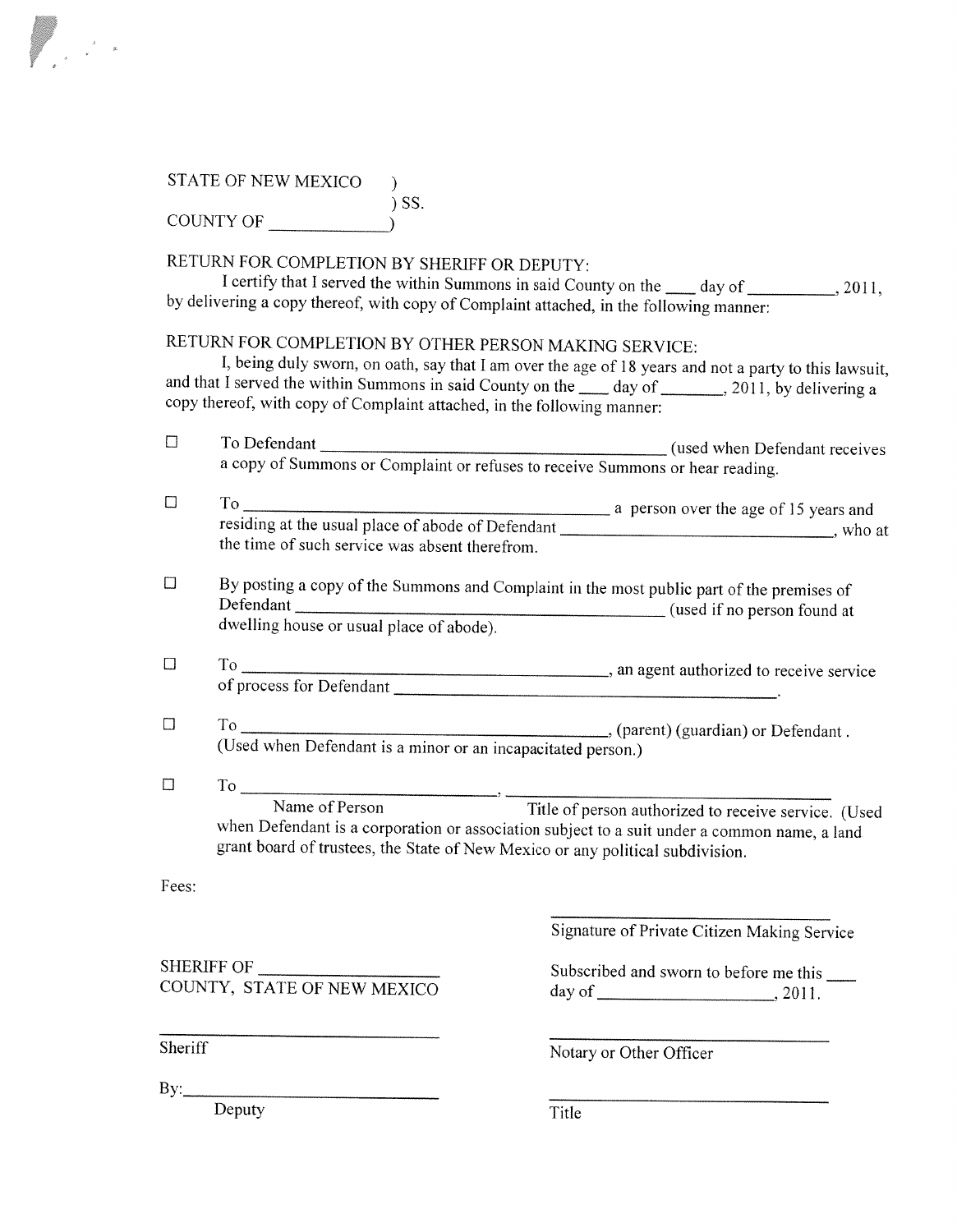STATE OF NEW MEXICO )
) SS.
COUNTY OF ____________)

RETURN FOR COMPLETION BY SHERIFF OR DEPUTY:

I certify that I served the within Summons in said County on the ___ day of __________, 2011, by delivering a copy thereof, with copy of Complaint attached, in the following manner:

RETURN FOR COMPLETION BY OTHER PERSON MAKING SERVICE:

I, being duly sworn, on oath, say that I am over the age of 18 years and not a party to this lawsuit, and that I served the within Summons in said County on the ___ day of _______, 2011, by delivering a copy thereof, with copy of Complaint attached, in the following manner:

☐ To Defendant ________________________________ (used when Defendant receives a copy of Summons or Complaint or refuses to receive Summons or hear reading.

☐ To ________________________________ a person over the age of 15 years and residing at the usual place of abode of Defendant ________________________, who at the time of such service was absent therefrom.

☐ By posting a copy of the Summons and Complaint in the most public part of the premises of Defendant ________________________________ (used if no person found at dwelling house or usual place of abode).

☐ To ________________________________, an agent authorized to receive service of process for Defendant ________________________________.

☐ To ________________________________, (parent) (guardian) or Defendant. (Used when Defendant is a minor or an incapacitated person.)

☐ To ______________________, ______________________
Name of Person — Title of person authorized to receive service. (Used when Defendant is a corporation or association subject to a suit under a common name, a land grant board of trustees, the State of New Mexico or any political subdivision.

Fees:

______________________
Signature of Private Citizen Making Service

SHERIFF OF ________________
COUNTY, STATE OF NEW MEXICO

Subscribed and sworn to before me this ___ day of ________________, 2011.

______________________
Sheriff

______________________
Notary or Other Officer

By:______________________
Deputy

______________________
Title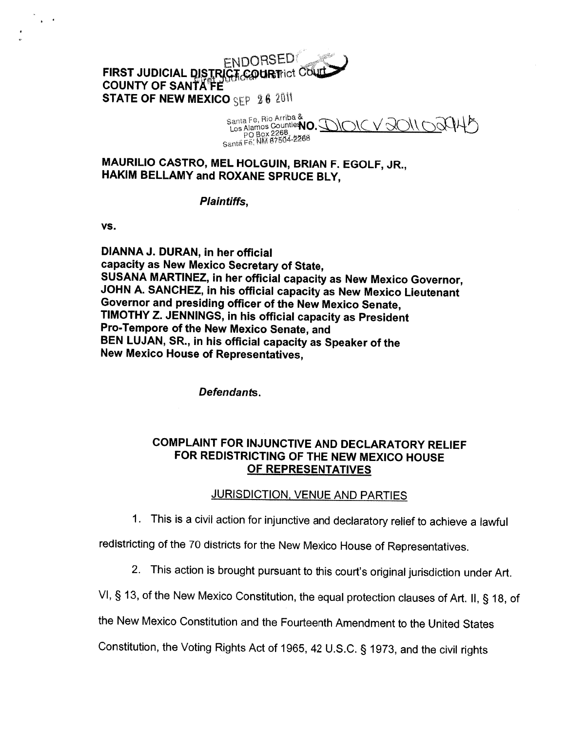ENDORSED
First Judicial District Court

**FIRST JUDICIAL DISTRICT COURT**
**COUNTY OF SANTA FE**
**STATE OF NEW MEXICO** SEP 26 2011

Santa Fe, Rio Arriba &
Los Alamos Counties
PO Box 2268
Santa Fe, NM 87504-2268

**NO.** D101CV201102945

**MAURILIO CASTRO, MEL HOLGUIN, BRIAN F. EGOLF, JR., HAKIM BELLAMY and ROXANE SPRUCE BLY,**

***Plaintiffs,***

**vs.**

**DIANNA J. DURAN, in her official capacity as New Mexico Secretary of State,**
**SUSANA MARTINEZ, in her official capacity as New Mexico Governor,**
**JOHN A. SANCHEZ, in his official capacity as New Mexico Lieutenant Governor and presiding officer of the New Mexico Senate,**
**TIMOTHY Z. JENNINGS, in his official capacity as President Pro-Tempore of the New Mexico Senate, and**
**BEN LUJAN, SR., in his official capacity as Speaker of the New Mexico House of Representatives,**

***Defendants.***

## COMPLAINT FOR INJUNCTIVE AND DECLARATORY RELIEF FOR REDISTRICTING OF THE NEW MEXICO HOUSE OF REPRESENTATIVES

### JURISDICTION, VENUE AND PARTIES

1. This is a civil action for injunctive and declaratory relief to achieve a lawful redistricting of the 70 districts for the New Mexico House of Representatives.

2. This action is brought pursuant to this court's original jurisdiction under Art. VI, § 13, of the New Mexico Constitution, the equal protection clauses of Art. II, § 18, of the New Mexico Constitution and the Fourteenth Amendment to the United States Constitution, the Voting Rights Act of 1965, 42 U.S.C. § 1973, and the civil rights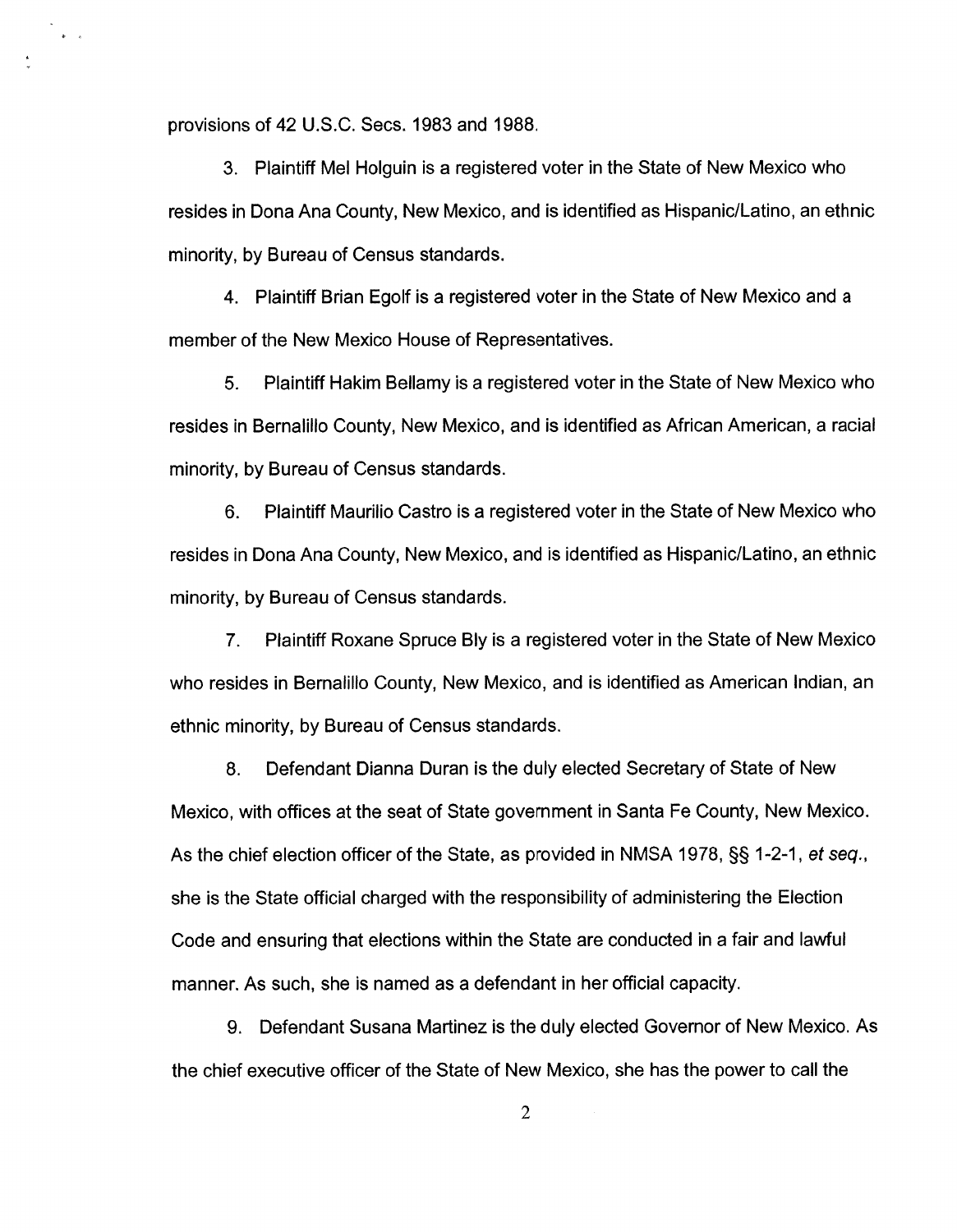provisions of 42 U.S.C. Secs. 1983 and 1988.

3. Plaintiff Mel Holguin is a registered voter in the State of New Mexico who resides in Dona Ana County, New Mexico, and is identified as Hispanic/Latino, an ethnic minority, by Bureau of Census standards.

4. Plaintiff Brian Egolf is a registered voter in the State of New Mexico and a member of the New Mexico House of Representatives.

5. Plaintiff Hakim Bellamy is a registered voter in the State of New Mexico who resides in Bernalillo County, New Mexico, and is identified as African American, a racial minority, by Bureau of Census standards.

6. Plaintiff Maurilio Castro is a registered voter in the State of New Mexico who resides in Dona Ana County, New Mexico, and is identified as Hispanic/Latino, an ethnic minority, by Bureau of Census standards.

7. Plaintiff Roxane Spruce Bly is a registered voter in the State of New Mexico who resides in Bernalillo County, New Mexico, and is identified as American Indian, an ethnic minority, by Bureau of Census standards.

8. Defendant Dianna Duran is the duly elected Secretary of State of New Mexico, with offices at the seat of State government in Santa Fe County, New Mexico. As the chief election officer of the State, as provided in NMSA 1978, §§ 1-2-1, *et seq.*, she is the State official charged with the responsibility of administering the Election Code and ensuring that elections within the State are conducted in a fair and lawful manner. As such, she is named as a defendant in her official capacity.

9. Defendant Susana Martinez is the duly elected Governor of New Mexico. As the chief executive officer of the State of New Mexico, she has the power to call the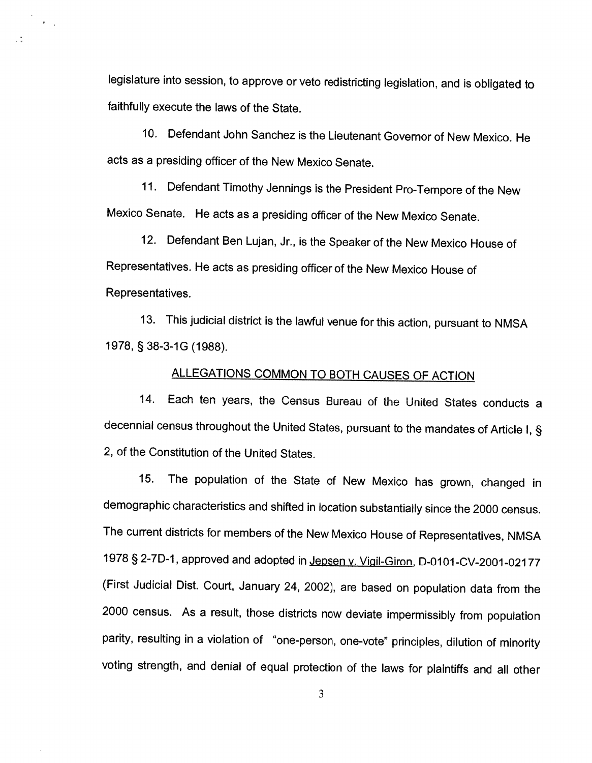legislature into session, to approve or veto redistricting legislation, and is obligated to faithfully execute the laws of the State.

10. Defendant John Sanchez is the Lieutenant Governor of New Mexico. He acts as a presiding officer of the New Mexico Senate.

11. Defendant Timothy Jennings is the President Pro-Tempore of the New Mexico Senate. He acts as a presiding officer of the New Mexico Senate.

12. Defendant Ben Lujan, Jr., is the Speaker of the New Mexico House of Representatives. He acts as presiding officer of the New Mexico House of Representatives.

13. This judicial district is the lawful venue for this action, pursuant to NMSA 1978, § 38-3-1G (1988).

## ALLEGATIONS COMMON TO BOTH CAUSES OF ACTION

14. Each ten years, the Census Bureau of the United States conducts a decennial census throughout the United States, pursuant to the mandates of Article I, § 2, of the Constitution of the United States.

15. The population of the State of New Mexico has grown, changed in demographic characteristics and shifted in location substantially since the 2000 census. The current districts for members of the New Mexico House of Representatives, NMSA 1978 § 2-7D-1, approved and adopted in Jepsen v. Vigil-Giron, D-0101-CV-2001-02177 (First Judicial Dist. Court, January 24, 2002), are based on population data from the 2000 census. As a result, those districts now deviate impermissibly from population parity, resulting in a violation of "one-person, one-vote" principles, dilution of minority voting strength, and denial of equal protection of the laws for plaintiffs and all other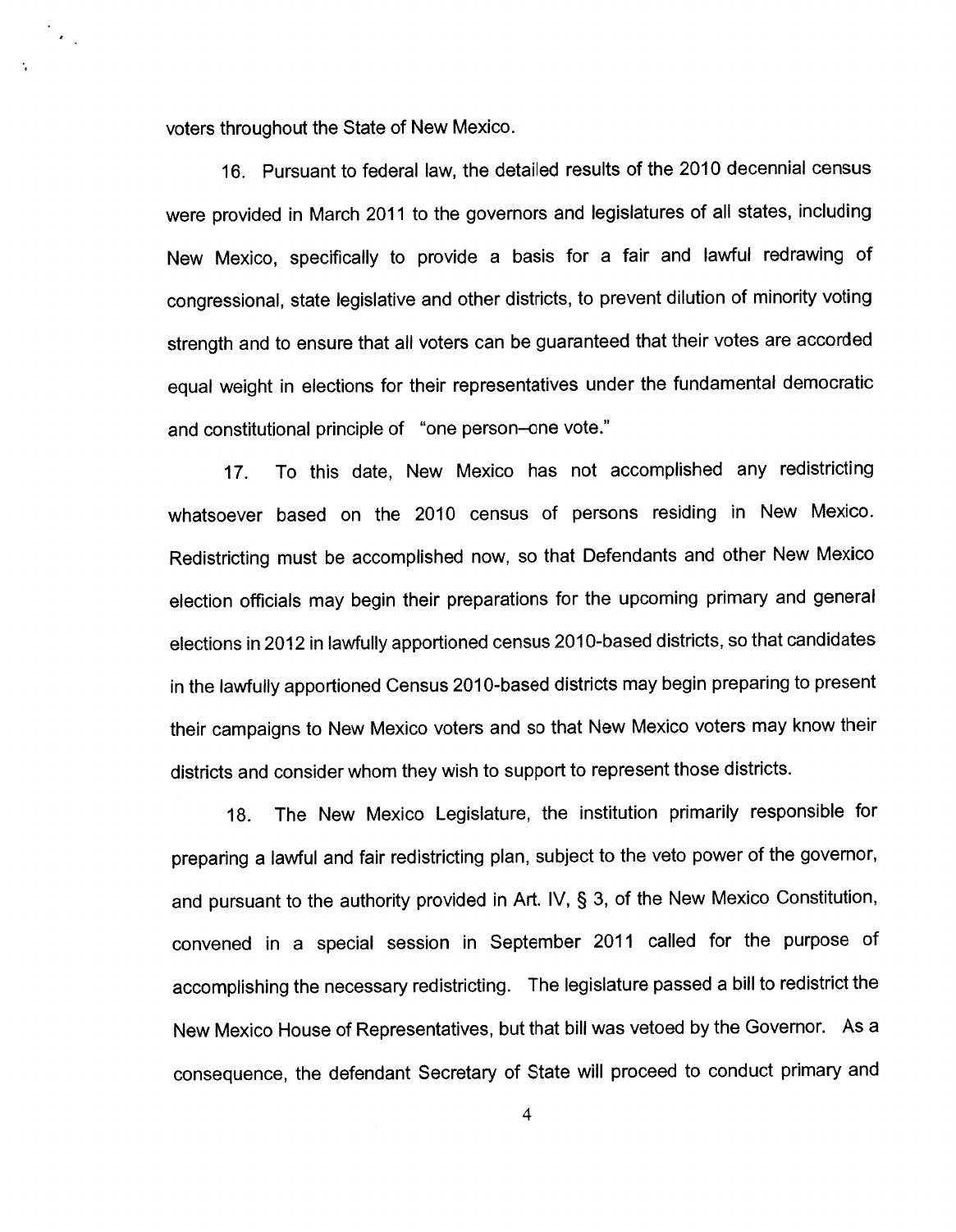voters throughout the State of New Mexico.

16. Pursuant to federal law, the detailed results of the 2010 decennial census were provided in March 2011 to the governors and legislatures of all states, including New Mexico, specifically to provide a basis for a fair and lawful redrawing of congressional, state legislative and other districts, to prevent dilution of minority voting strength and to ensure that all voters can be guaranteed that their votes are accorded equal weight in elections for their representatives under the fundamental democratic and constitutional principle of "one person–one vote."

17. To this date, New Mexico has not accomplished any redistricting whatsoever based on the 2010 census of persons residing in New Mexico. Redistricting must be accomplished now, so that Defendants and other New Mexico election officials may begin their preparations for the upcoming primary and general elections in 2012 in lawfully apportioned census 2010-based districts, so that candidates in the lawfully apportioned Census 2010-based districts may begin preparing to present their campaigns to New Mexico voters and so that New Mexico voters may know their districts and consider whom they wish to support to represent those districts.

18. The New Mexico Legislature, the institution primarily responsible for preparing a lawful and fair redistricting plan, subject to the veto power of the governor, and pursuant to the authority provided in Art. IV, § 3, of the New Mexico Constitution, convened in a special session in September 2011 called for the purpose of accomplishing the necessary redistricting. The legislature passed a bill to redistrict the New Mexico House of Representatives, but that bill was vetoed by the Governor. As a consequence, the defendant Secretary of State will proceed to conduct primary and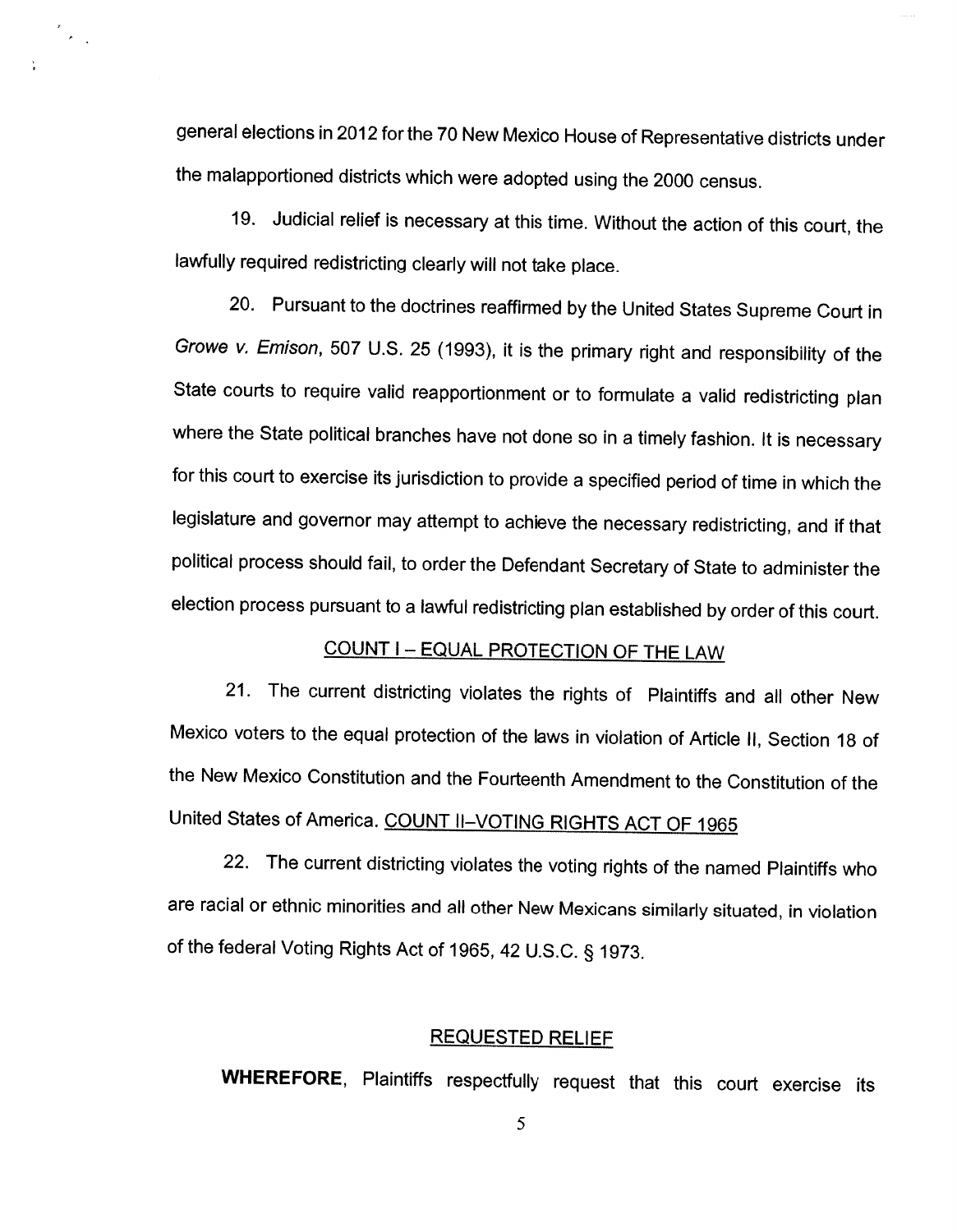general elections in 2012 for the 70 New Mexico House of Representative districts under the malapportioned districts which were adopted using the 2000 census.

19. Judicial relief is necessary at this time. Without the action of this court, the lawfully required redistricting clearly will not take place.

20. Pursuant to the doctrines reaffirmed by the United States Supreme Court in *Growe v. Emison*, 507 U.S. 25 (1993), it is the primary right and responsibility of the State courts to require valid reapportionment or to formulate a valid redistricting plan where the State political branches have not done so in a timely fashion. It is necessary for this court to exercise its jurisdiction to provide a specified period of time in which the legislature and governor may attempt to achieve the necessary redistricting, and if that political process should fail, to order the Defendant Secretary of State to administer the election process pursuant to a lawful redistricting plan established by order of this court.

## COUNT I – EQUAL PROTECTION OF THE LAW

21. The current districting violates the rights of Plaintiffs and all other New Mexico voters to the equal protection of the laws in violation of Article II, Section 18 of the New Mexico Constitution and the Fourteenth Amendment to the Constitution of the United States of America.

## COUNT II–VOTING RIGHTS ACT OF 1965

22. The current districting violates the voting rights of the named Plaintiffs who are racial or ethnic minorities and all other New Mexicans similarly situated, in violation of the federal Voting Rights Act of 1965, 42 U.S.C. § 1973.

## REQUESTED RELIEF

**WHEREFORE**, Plaintiffs respectfully request that this court exercise its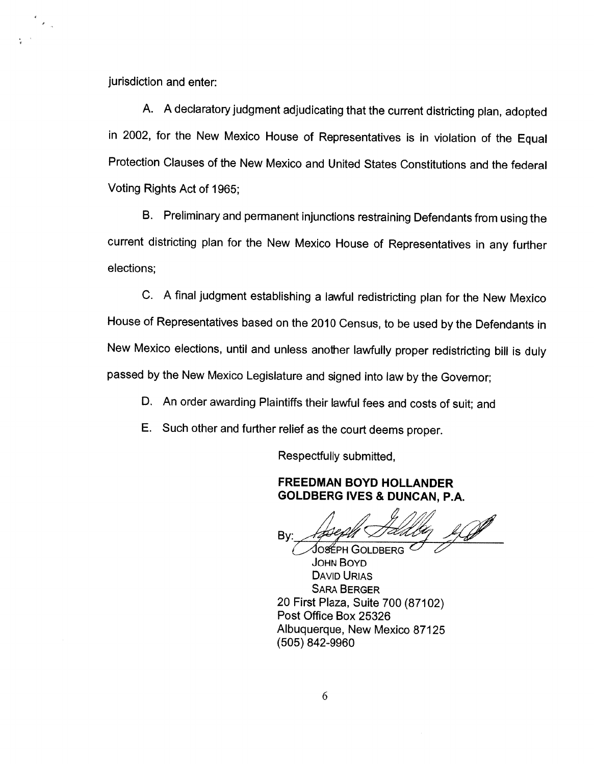jurisdiction and enter:

A. A declaratory judgment adjudicating that the current districting plan, adopted in 2002, for the New Mexico House of Representatives is in violation of the Equal Protection Clauses of the New Mexico and United States Constitutions and the federal Voting Rights Act of 1965;

B. Preliminary and permanent injunctions restraining Defendants from using the current districting plan for the New Mexico House of Representatives in any further elections;

C. A final judgment establishing a lawful redistricting plan for the New Mexico House of Representatives based on the 2010 Census, to be used by the Defendants in New Mexico elections, until and unless another lawfully proper redistricting bill is duly passed by the New Mexico Legislature and signed into law by the Governor;

D. An order awarding Plaintiffs their lawful fees and costs of suit; and

E. Such other and further relief as the court deems proper.

Respectfully submitted,

**FREEDMAN BOYD HOLLANDER GOLDBERG IVES & DUNCAN, P.A.**

By: ______________________
JOSEPH GOLDBERG
JOHN BOYD
DAVID URIAS
SARA BERGER
20 First Plaza, Suite 700 (87102)
Post Office Box 25326
Albuquerque, New Mexico 87125
(505) 842-9960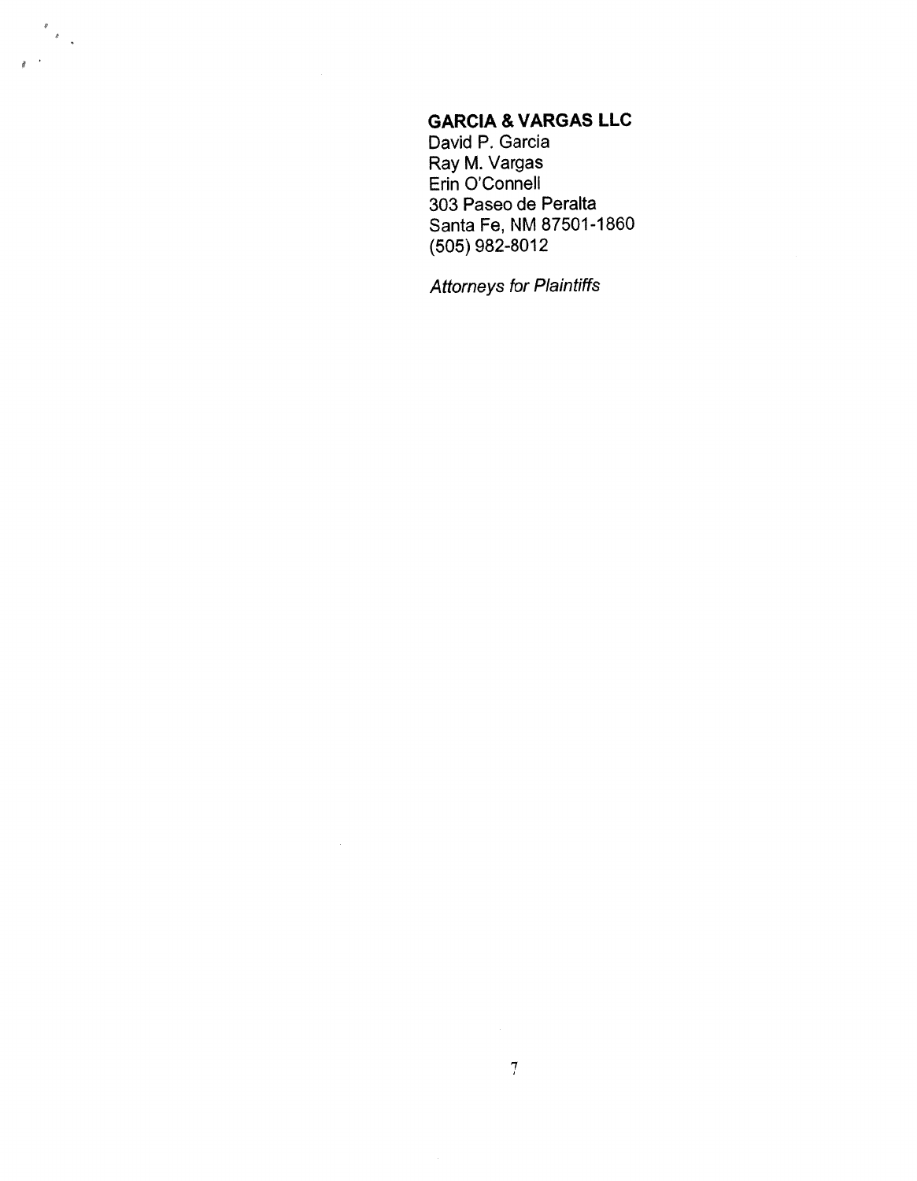**GARCIA & VARGAS LLC**
David P. Garcia
Ray M. Vargas
Erin O'Connell
303 Paseo de Peralta
Santa Fe, NM 87501-1860
(505) 982-8012

*Attorneys for Plaintiffs*